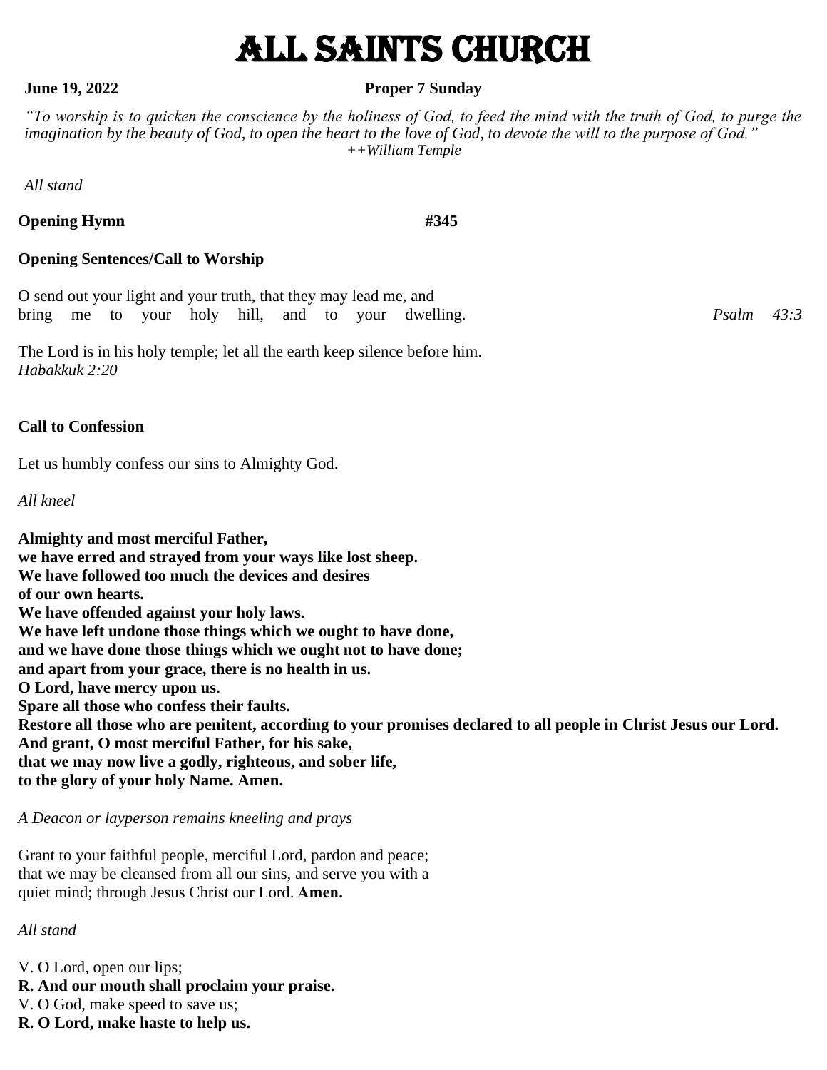# ALL SAINTS CHURCH

**June 19, 2022** **Proper 7 Sunday**

*"To worship is to quicken the conscience by the holiness of God, to feed the mind with the truth of God, to purge the imagination by the beauty of God, to open the heart to the love of God, to devote the will to the purpose of God."*
*++William Temple*

*All stand*

**Opening Hymn** **#345**

**Opening Sentences/Call to Worship**

O send out your light and your truth, that they may lead me, and bring me to your holy hill, and to your dwelling. *Psalm 43:3*

The Lord is in his holy temple; let all the earth keep silence before him.
*Habakkuk 2:20*

**Call to Confession**

Let us humbly confess our sins to Almighty God.

*All kneel*

**Almighty and most merciful Father,**
**we have erred and strayed from your ways like lost sheep.**
**We have followed too much the devices and desires**
**of our own hearts.**
**We have offended against your holy laws.**
**We have left undone those things which we ought to have done,**
**and we have done those things which we ought not to have done;**
**and apart from your grace, there is no health in us.**
**O Lord, have mercy upon us.**
**Spare all those who confess their faults.**
**Restore all those who are penitent, according to your promises declared to all people in Christ Jesus our Lord.**
**And grant, O most merciful Father, for his sake,**
**that we may now live a godly, righteous, and sober life,**
**to the glory of your holy Name. Amen.**

*A Deacon or layperson remains kneeling and prays*

Grant to your faithful people, merciful Lord, pardon and peace; that we may be cleansed from all our sins, and serve you with a quiet mind; through Jesus Christ our Lord. **Amen.**

*All stand*

V. O Lord, open our lips;
**R. And our mouth shall proclaim your praise.**
V. O God, make speed to save us;
**R. O Lord, make haste to help us.**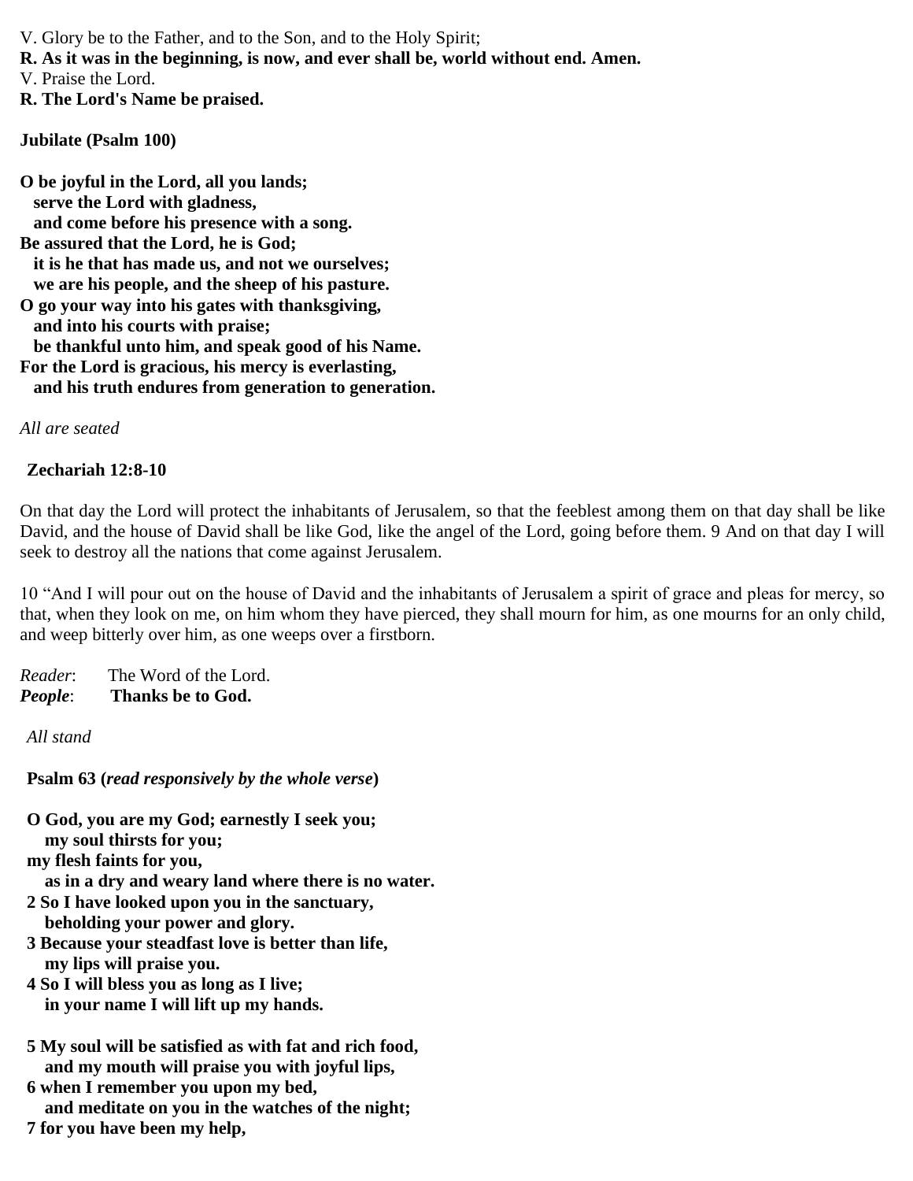V. Glory be to the Father, and to the Son, and to the Holy Spirit;
**R. As it was in the beginning, is now, and ever shall be, world without end. Amen.**
V. Praise the Lord.
**R. The Lord's Name be praised.**

**Jubilate (Psalm 100)**

**O be joyful in the Lord, all you lands;**
**serve the Lord with gladness,**
**and come before his presence with a song.**
**Be assured that the Lord, he is God;**
**it is he that has made us, and not we ourselves;**
**we are his people, and the sheep of his pasture.**
**O go your way into his gates with thanksgiving,**
**and into his courts with praise;**
**be thankful unto him, and speak good of his Name.**
**For the Lord is gracious, his mercy is everlasting,**
**and his truth endures from generation to generation.**

*All are seated*

**Zechariah 12:8-10**

On that day the Lord will protect the inhabitants of Jerusalem, so that the feeblest among them on that day shall be like David, and the house of David shall be like God, like the angel of the Lord, going before them. 9 And on that day I will seek to destroy all the nations that come against Jerusalem.

10 "And I will pour out on the house of David and the inhabitants of Jerusalem a spirit of grace and pleas for mercy, so that, when they look on me, on him whom they have pierced, they shall mourn for him, as one mourns for an only child, and weep bitterly over him, as one weeps over a firstborn.

*Reader*: The Word of the Lord.
***People***: **Thanks be to God.**

*All stand*

**Psalm 63 (*read responsively by the whole verse*)**

**O God, you are my God; earnestly I seek you;**
**my soul thirsts for you;**
**my flesh faints for you,**
**as in a dry and weary land where there is no water.**
**2 So I have looked upon you in the sanctuary,**
**beholding your power and glory.**
**3 Because your steadfast love is better than life,**
**my lips will praise you.**
**4 So I will bless you as long as I live;**
**in your name I will lift up my hands.**

**5 My soul will be satisfied as with fat and rich food,**
**and my mouth will praise you with joyful lips,**
**6 when I remember you upon my bed,**
**and meditate on you in the watches of the night;**
**7 for you have been my help,**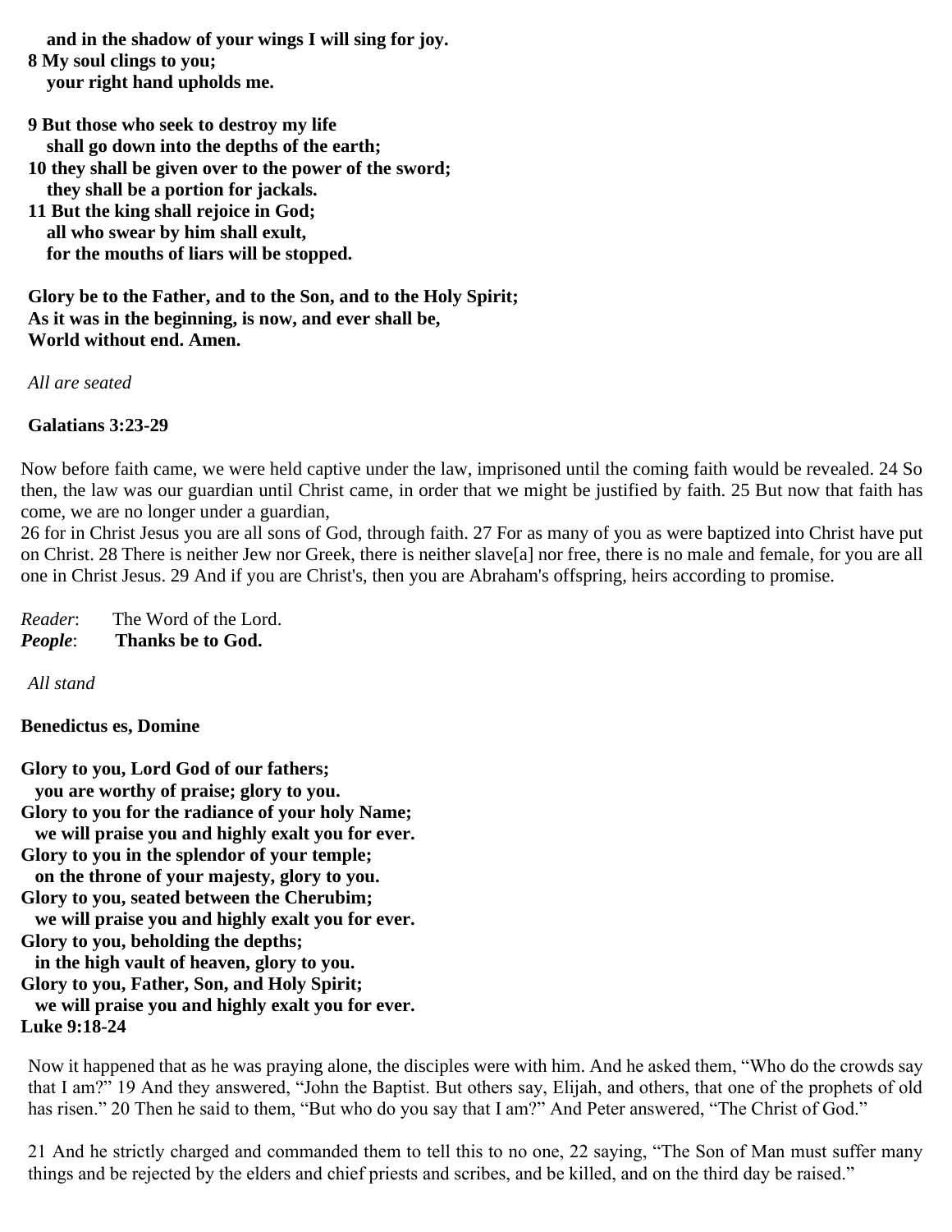**and in the shadow of your wings I will sing for joy.**
**8 My soul clings to you;**
**your right hand upholds me.**

**9 But those who seek to destroy my life**
**shall go down into the depths of the earth;**
**10 they shall be given over to the power of the sword;**
**they shall be a portion for jackals.**
**11 But the king shall rejoice in God;**
**all who swear by him shall exult,**
**for the mouths of liars will be stopped.**

**Glory be to the Father, and to the Son, and to the Holy Spirit;**
**As it was in the beginning, is now, and ever shall be,**
**World without end. Amen.**

*All are seated*

**Galatians 3:23-29**

Now before faith came, we were held captive under the law, imprisoned until the coming faith would be revealed. 24 So then, the law was our guardian until Christ came, in order that we might be justified by faith. 25 But now that faith has come, we are no longer under a guardian,
26 for in Christ Jesus you are all sons of God, through faith. 27 For as many of you as were baptized into Christ have put on Christ. 28 There is neither Jew nor Greek, there is neither slave[a] nor free, there is no male and female, for you are all one in Christ Jesus. 29 And if you are Christ's, then you are Abraham's offspring, heirs according to promise.

*Reader*: The Word of the Lord.
***People***: **Thanks be to God.**

*All stand*

**Benedictus es, Domine**

**Glory to you, Lord God of our fathers;**
**you are worthy of praise; glory to you.**
**Glory to you for the radiance of your holy Name;**
**we will praise you and highly exalt you for ever.**
**Glory to you in the splendor of your temple;**
**on the throne of your majesty, glory to you.**
**Glory to you, seated between the Cherubim;**
**we will praise you and highly exalt you for ever.**
**Glory to you, beholding the depths;**
**in the high vault of heaven, glory to you.**
**Glory to you, Father, Son, and Holy Spirit;**
**we will praise you and highly exalt you for ever.**

**Luke 9:18-24**

Now it happened that as he was praying alone, the disciples were with him. And he asked them, "Who do the crowds say that I am?" 19 And they answered, "John the Baptist. But others say, Elijah, and others, that one of the prophets of old has risen." 20 Then he said to them, "But who do you say that I am?" And Peter answered, "The Christ of God."

21 And he strictly charged and commanded them to tell this to no one, 22 saying, "The Son of Man must suffer many things and be rejected by the elders and chief priests and scribes, and be killed, and on the third day be raised."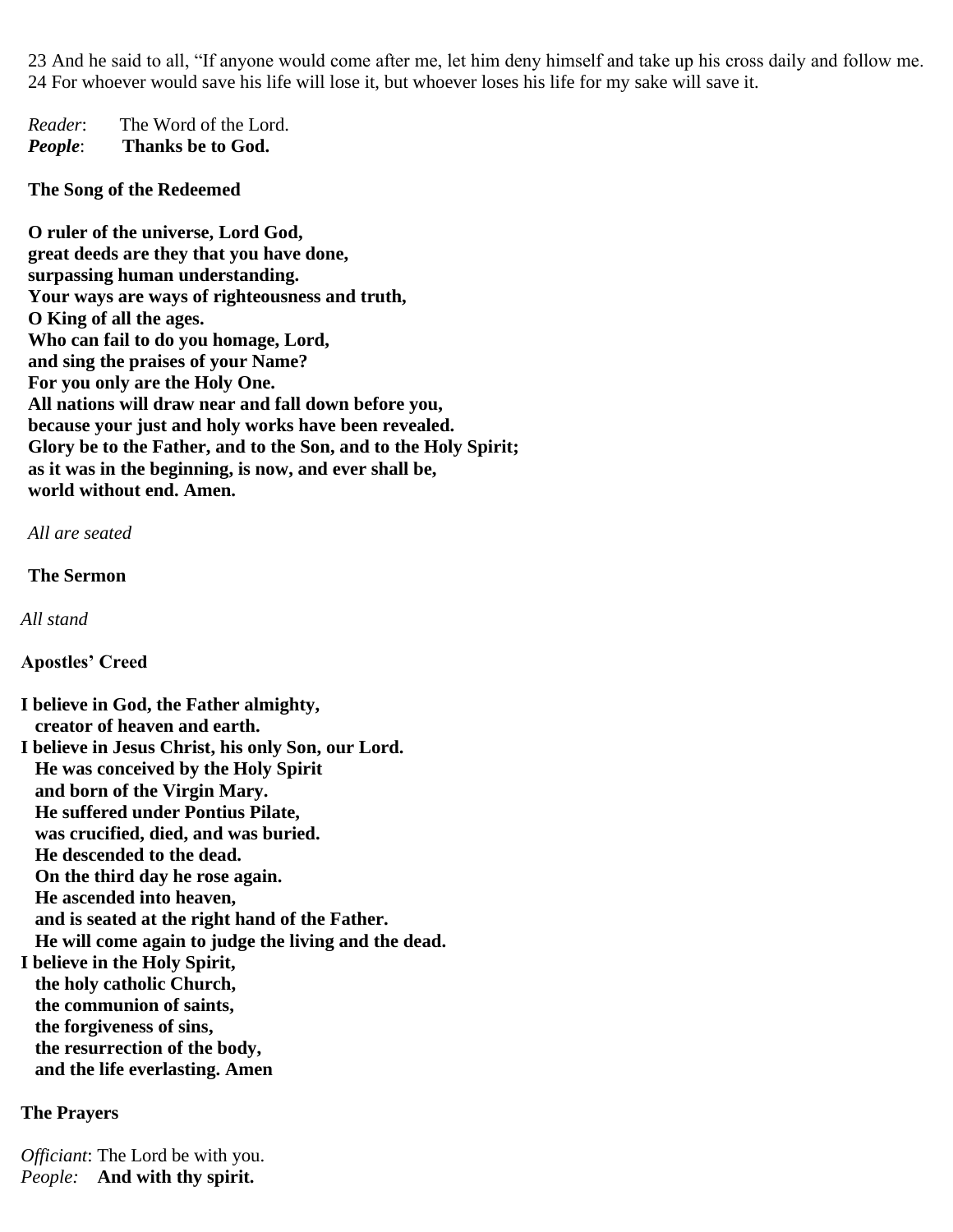23 And he said to all, "If anyone would come after me, let him deny himself and take up his cross daily and follow me. 24 For whoever would save his life will lose it, but whoever loses his life for my sake will save it.

*Reader*: The Word of the Lord.
***People***: **Thanks be to God.**

**The Song of the Redeemed**

**O ruler of the universe, Lord God,**
**great deeds are they that you have done,**
**surpassing human understanding.**
**Your ways are ways of righteousness and truth,**
**O King of all the ages.**
**Who can fail to do you homage, Lord,**
**and sing the praises of your Name?**
**For you only are the Holy One.**
**All nations will draw near and fall down before you,**
**because your just and holy works have been revealed.**
**Glory be to the Father, and to the Son, and to the Holy Spirit;**
**as it was in the beginning, is now, and ever shall be,**
**world without end. Amen.**

*All are seated*

**The Sermon**

*All stand*

**Apostles' Creed**

**I believe in God, the Father almighty,**
**creator of heaven and earth.**
**I believe in Jesus Christ, his only Son, our Lord.**
**He was conceived by the Holy Spirit**
**and born of the Virgin Mary.**
**He suffered under Pontius Pilate,**
**was crucified, died, and was buried.**
**He descended to the dead.**
**On the third day he rose again.**
**He ascended into heaven,**
**and is seated at the right hand of the Father.**
**He will come again to judge the living and the dead.**
**I believe in the Holy Spirit,**
**the holy catholic Church,**
**the communion of saints,**
**the forgiveness of sins,**
**the resurrection of the body,**
**and the life everlasting. Amen**

**The Prayers**

*Officiant*: The Lord be with you.
*People:* **And with thy spirit.**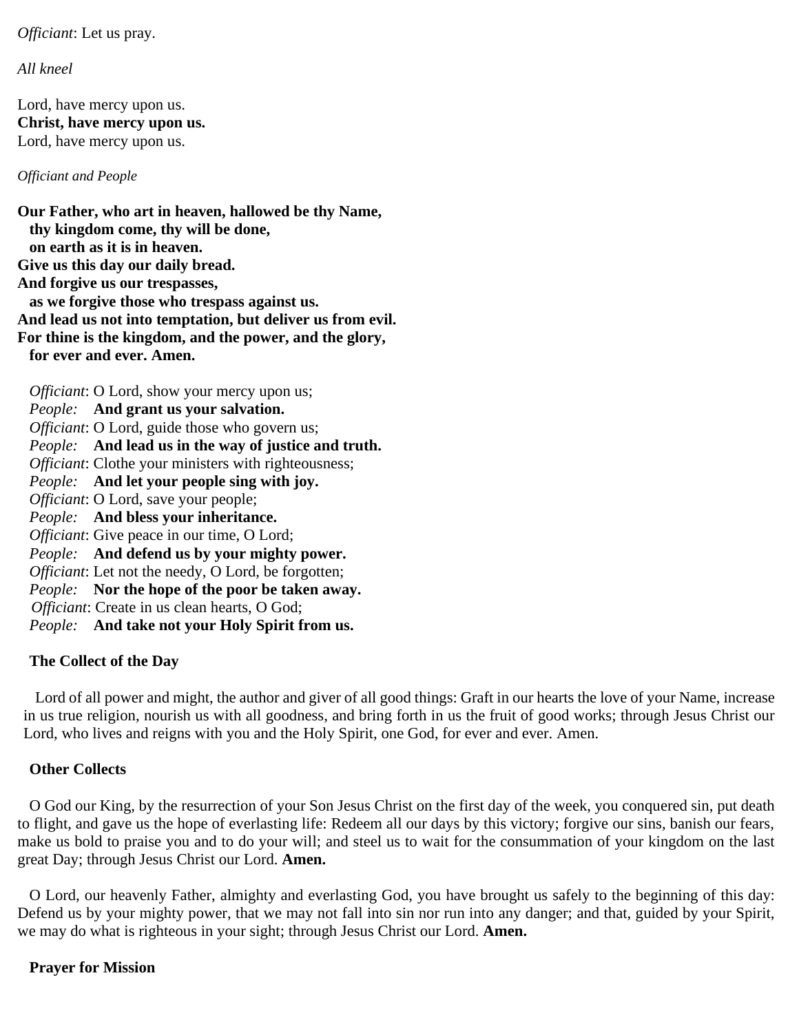*Officiant*: Let us pray.

*All kneel*

Lord, have mercy upon us.
**Christ, have mercy upon us.**
Lord, have mercy upon us.

*Officiant and People*

**Our Father, who art in heaven, hallowed be thy Name,**
**thy kingdom come, thy will be done,**
**on earth as it is in heaven.**
**Give us this day our daily bread.**
**And forgive us our trespasses,**
**as we forgive those who trespass against us.**
**And lead us not into temptation, but deliver us from evil.**
**For thine is the kingdom, and the power, and the glory,**
**for ever and ever. Amen.**

*Officiant*: O Lord, show your mercy upon us;
*People:* **And grant us your salvation.**
*Officiant*: O Lord, guide those who govern us;
*People:* **And lead us in the way of justice and truth.**
*Officiant*: Clothe your ministers with righteousness;
*People:* **And let your people sing with joy.**
*Officiant*: O Lord, save your people;
*People:* **And bless your inheritance.**
*Officiant*: Give peace in our time, O Lord;
*People:* **And defend us by your mighty power.**
*Officiant*: Let not the needy, O Lord, be forgotten;
*People:* **Nor the hope of the poor be taken away.**
*Officiant*: Create in us clean hearts, O God;
*People:* **And take not your Holy Spirit from us.**

**The Collect of the Day**

Lord of all power and might, the author and giver of all good things: Graft in our hearts the love of your Name, increase in us true religion, nourish us with all goodness, and bring forth in us the fruit of good works; through Jesus Christ our Lord, who lives and reigns with you and the Holy Spirit, one God, for ever and ever. Amen.

**Other Collects**

O God our King, by the resurrection of your Son Jesus Christ on the first day of the week, you conquered sin, put death to flight, and gave us the hope of everlasting life: Redeem all our days by this victory; forgive our sins, banish our fears, make us bold to praise you and to do your will; and steel us to wait for the consummation of your kingdom on the last great Day; through Jesus Christ our Lord. **Amen.**

O Lord, our heavenly Father, almighty and everlasting God, you have brought us safely to the beginning of this day: Defend us by your mighty power, that we may not fall into sin nor run into any danger; and that, guided by your Spirit, we may do what is righteous in your sight; through Jesus Christ our Lord. **Amen.**

**Prayer for Mission**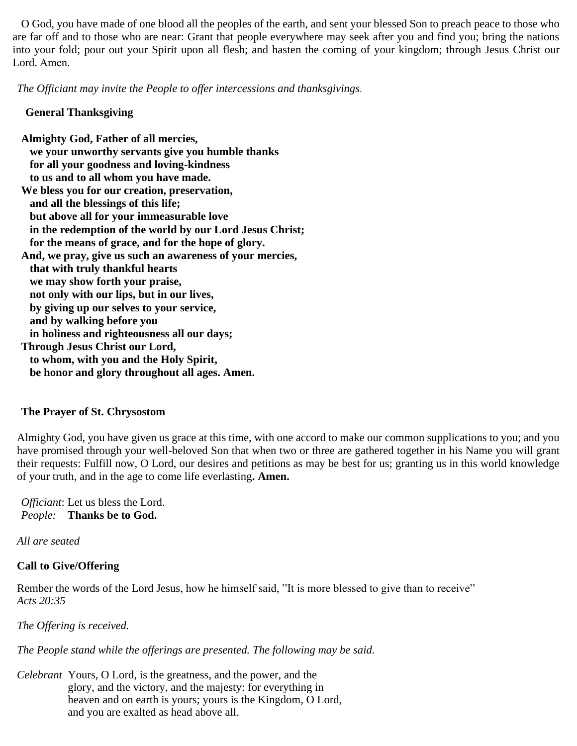O God, you have made of one blood all the peoples of the earth, and sent your blessed Son to preach peace to those who are far off and to those who are near: Grant that people everywhere may seek after you and find you; bring the nations into your fold; pour out your Spirit upon all flesh; and hasten the coming of your kingdom; through Jesus Christ our Lord. Amen.

*The Officiant may invite the People to offer intercessions and thanksgivings.*

**General Thanksgiving**

**Almighty God, Father of all mercies,**
**we your unworthy servants give you humble thanks**
**for all your goodness and loving-kindness**
**to us and to all whom you have made.**
**We bless you for our creation, preservation,**
**and all the blessings of this life;**
**but above all for your immeasurable love**
**in the redemption of the world by our Lord Jesus Christ;**
**for the means of grace, and for the hope of glory.**
**And, we pray, give us such an awareness of your mercies,**
**that with truly thankful hearts**
**we may show forth your praise,**
**not only with our lips, but in our lives,**
**by giving up our selves to your service,**
**and by walking before you**
**in holiness and righteousness all our days;**
**Through Jesus Christ our Lord,**
**to whom, with you and the Holy Spirit,**
**be honor and glory throughout all ages. Amen.**

**The Prayer of St. Chrysostom**

Almighty God, you have given us grace at this time, with one accord to make our common supplications to you; and you have promised through your well-beloved Son that when two or three are gathered together in his Name you will grant their requests: Fulfill now, O Lord, our desires and petitions as may be best for us; granting us in this world knowledge of your truth, and in the age to come life everlasting**. Amen.**

*Officiant*: Let us bless the Lord.
*People:* **Thanks be to God.**

*All are seated*

**Call to Give/Offering**

Rember the words of the Lord Jesus, how he himself said, "It is more blessed to give than to receive"
*Acts 20:35*

*The Offering is received.*

*The People stand while the offerings are presented. The following may be said.*

*Celebrant* Yours, O Lord, is the greatness, and the power, and the glory, and the victory, and the majesty: for everything in heaven and on earth is yours; yours is the Kingdom, O Lord, and you are exalted as head above all.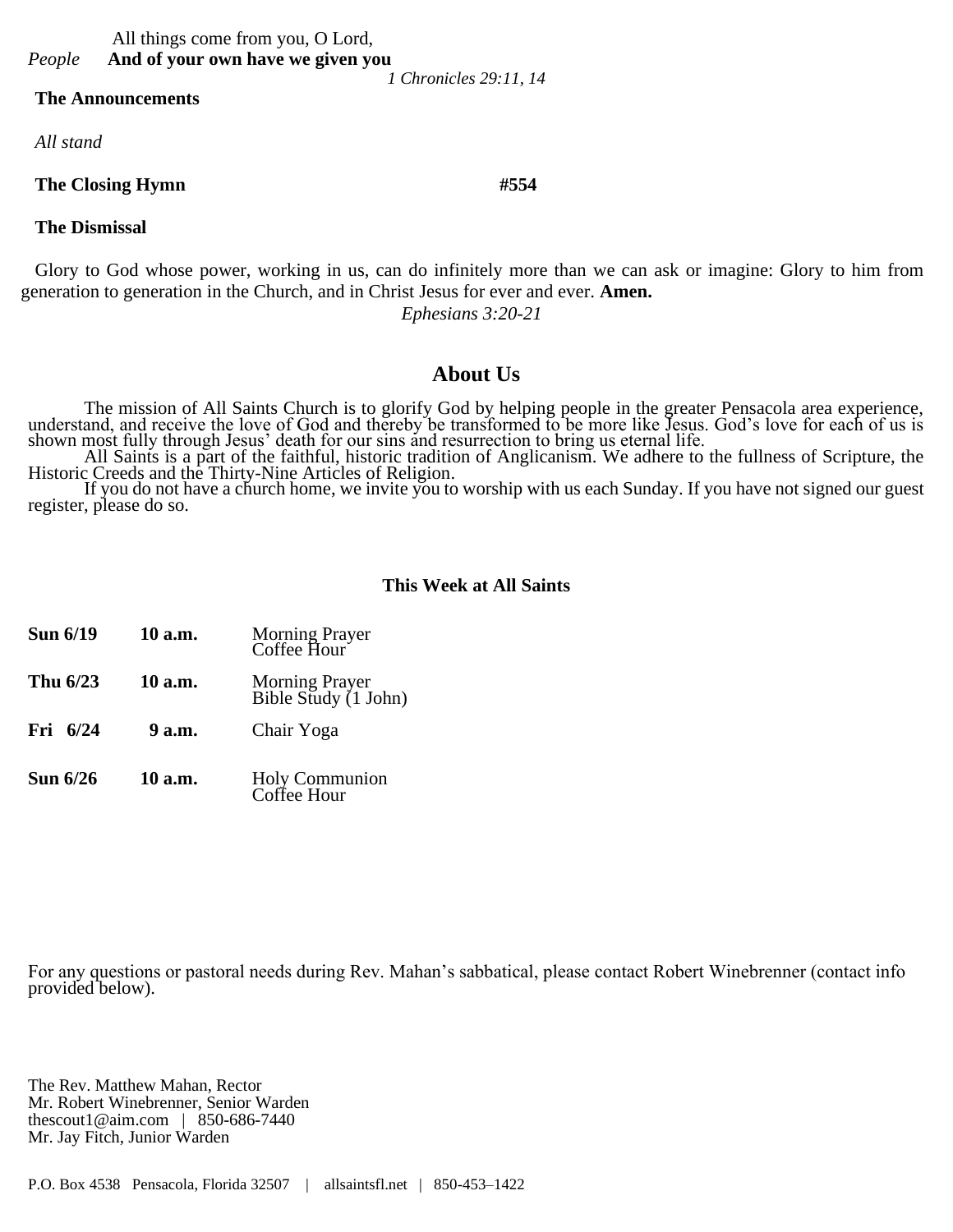All things come from you, O Lord,

*People* **And of your own have we given you**

*1 Chronicles 29:11, 14*

**The Announcements**

*All stand*

**The Closing Hymn** **#554**

**The Dismissal**

Glory to God whose power, working in us, can do infinitely more than we can ask or imagine: Glory to him from generation to generation in the Church, and in Christ Jesus for ever and ever. **Amen.**

*Ephesians 3:20-21*

## About Us

The mission of All Saints Church is to glorify God by helping people in the greater Pensacola area experience, understand, and receive the love of God and thereby be transformed to be more like Jesus. God's love for each of us is shown most fully through Jesus' death for our sins and resurrection to bring us eternal life.

All Saints is a part of the faithful, historic tradition of Anglicanism. We adhere to the fullness of Scripture, the Historic Creeds and the Thirty-Nine Articles of Religion.

If you do not have a church home, we invite you to worship with us each Sunday. If you have not signed our guest register, please do so.

### This Week at All Saints

| | | |
|---|---|---|
| **Sun 6/19** | **10 a.m.** | Morning Prayer<br>Coffee Hour |
| **Thu 6/23** | **10 a.m.** | Morning Prayer<br>Bible Study (1 John) |
| **Fri 6/24** | **9 a.m.** | Chair Yoga |
| **Sun 6/26** | **10 a.m.** | Holy Communion<br>Coffee Hour |

For any questions or pastoral needs during Rev. Mahan's sabbatical, please contact Robert Winebrenner (contact info provided below).

The Rev. Matthew Mahan, Rector  
Mr. Robert Winebrenner, Senior Warden  
thescout1@aim.com | 850-686-7440  
Mr. Jay Fitch, Junior Warden

P.O. Box 4538 Pensacola, Florida 32507 | allsaintsfl.net | 850-453–1422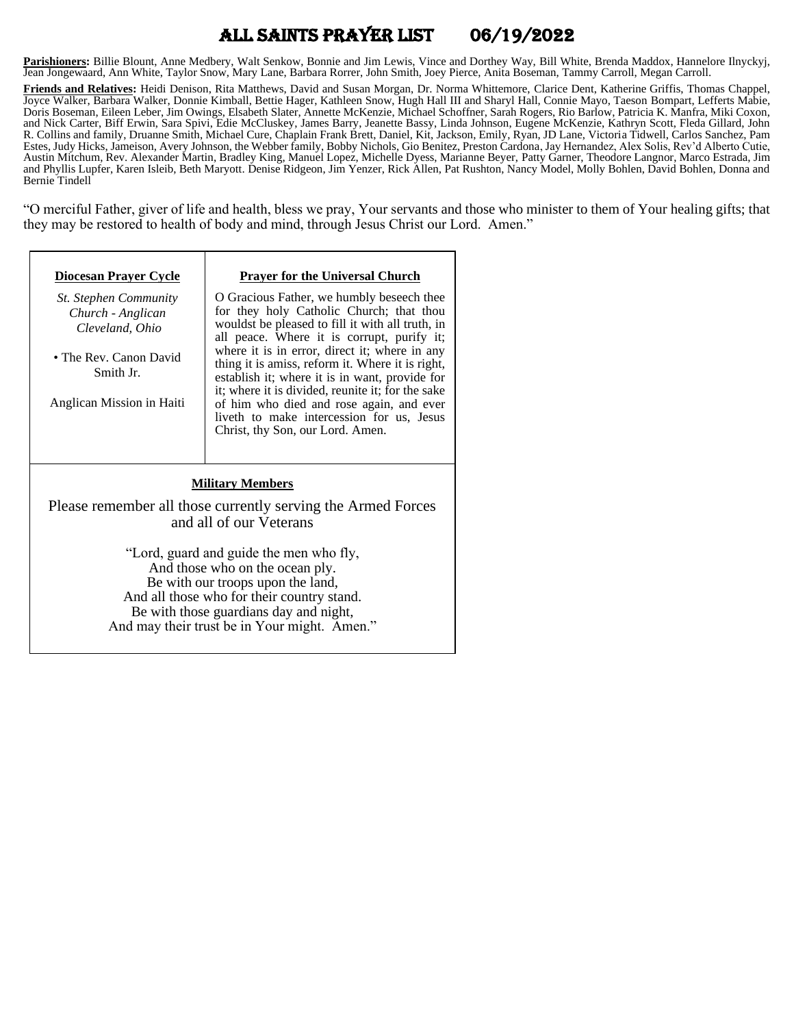# ALL SAINTS PRAYER LIST 06/19/2022

**Parishioners:** Billie Blount, Anne Medbery, Walt Senkow, Bonnie and Jim Lewis, Vince and Dorthey Way, Bill White, Brenda Maddox, Hannelore Ilnyckyj, Jean Jongewaard, Ann White, Taylor Snow, Mary Lane, Barbara Rorrer, John Smith, Joey Pierce, Anita Boseman, Tammy Carroll, Megan Carroll.

**Friends and Relatives:** Heidi Denison, Rita Matthews, David and Susan Morgan, Dr. Norma Whittemore, Clarice Dent, Katherine Griffis, Thomas Chappel, Joyce Walker, Barbara Walker, Donnie Kimball, Bettie Hager, Kathleen Snow, Hugh Hall III and Sharyl Hall, Connie Mayo, Taeson Bompart, Lefferts Mabie, Doris Boseman, Eileen Leber, Jim Owings, Elsabeth Slater, Annette McKenzie, Michael Schoffner, Sarah Rogers, Rio Barlow, Patricia K. Manfra, Miki Coxon, and Nick Carter, Biff Erwin, Sara Spivi, Edie McCluskey, James Barry, Jeanette Bassy, Linda Johnson, Eugene McKenzie, Kathryn Scott, Fleda Gillard, John R. Collins and family, Druanne Smith, Michael Cure, Chaplain Frank Brett, Daniel, Kit, Jackson, Emily, Ryan, JD Lane, Victoria Tidwell, Carlos Sanchez, Pam Estes, Judy Hicks, Jameison, Avery Johnson, the Webber family, Bobby Nichols, Gio Benitez, Preston Cardona, Jay Hernandez, Alex Solis, Rev'd Alberto Cutie, Austin Mitchum, Rev. Alexander Martin, Bradley King, Manuel Lopez, Michelle Dyess, Marianne Beyer, Patty Garner, Theodore Langnor, Marco Estrada, Jim and Phyllis Lupfer, Karen Isleib, Beth Maryott. Denise Ridgeon, Jim Yenzer, Rick Allen, Pat Rushton, Nancy Model, Molly Bohlen, David Bohlen, Donna and Bernie Tindell

"O merciful Father, giver of life and health, bless we pray, Your servants and those who minister to them of Your healing gifts; that they may be restored to health of body and mind, through Jesus Christ our Lord. Amen."

**Diocesan Prayer Cycle**

*St. Stephen Community Church - Anglican Cleveland, Ohio*

• The Rev. Canon David Smith Jr.

Anglican Mission in Haiti

**Prayer for the Universal Church**

O Gracious Father, we humbly beseech thee for they holy Catholic Church; that thou wouldst be pleased to fill it with all truth, in all peace. Where it is corrupt, purify it; where it is in error, direct it; where in any thing it is amiss, reform it. Where it is right, establish it; where it is in want, provide for it; where it is divided, reunite it; for the sake of him who died and rose again, and ever liveth to make intercession for us, Jesus Christ, thy Son, our Lord. Amen.

**Military Members**

Please remember all those currently serving the Armed Forces and all of our Veterans

"Lord, guard and guide the men who fly,
And those who on the ocean ply.
Be with our troops upon the land,
And all those who for their country stand.
Be with those guardians day and night,
And may their trust be in Your might. Amen."